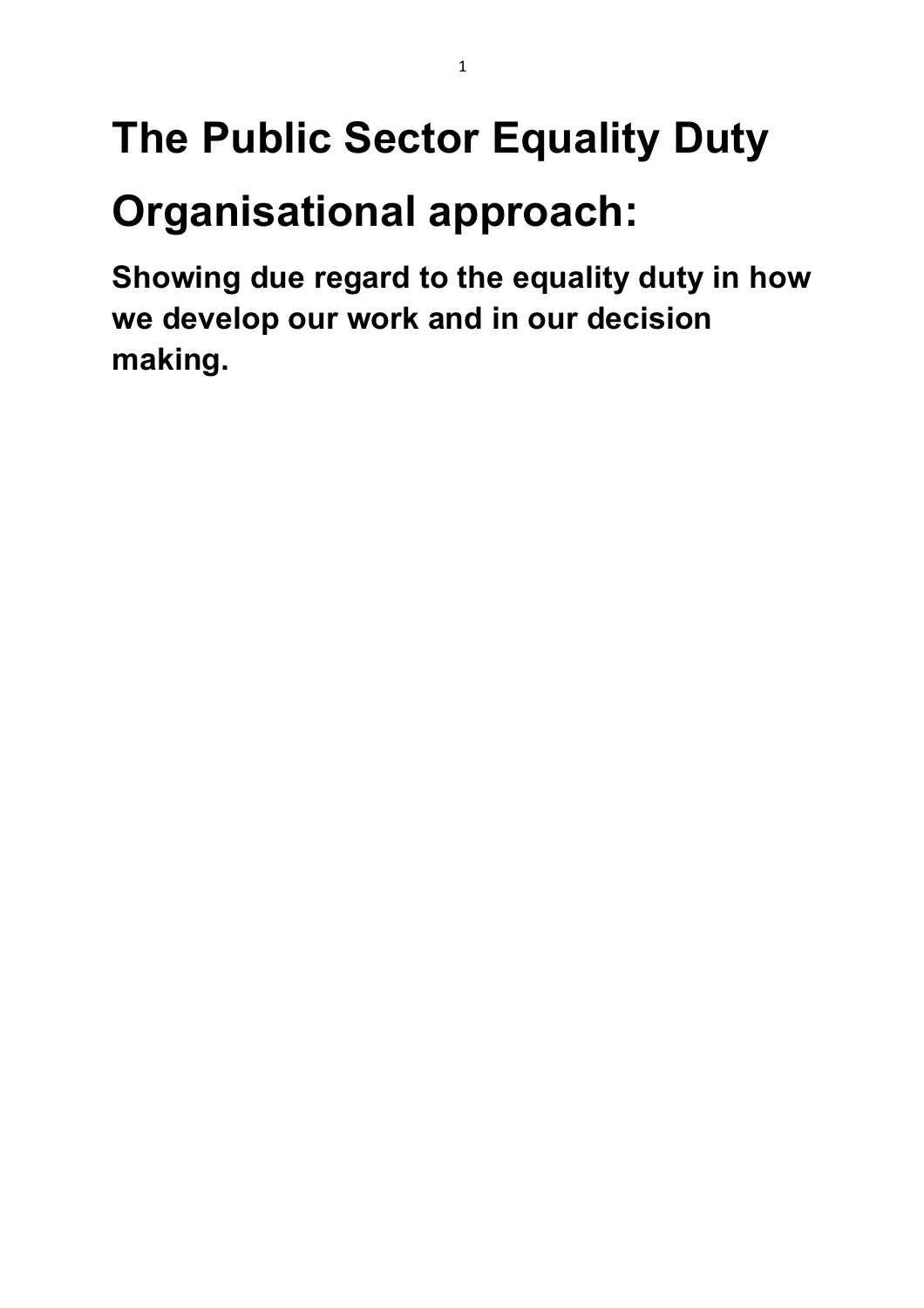# The Public Sector Equality Duty

# Organisational approach:

## Showing due regard to the equality duty in how we develop our work and in our decision making.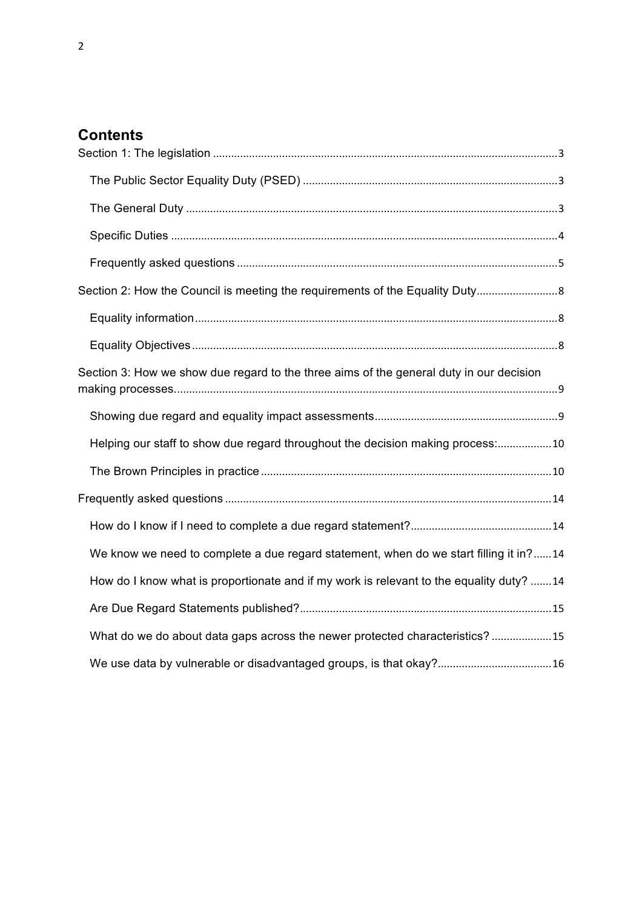## Contents

Section 1: The legislation ........ 3

- The Public Sector Equality Duty (PSED) ........ 3
- The General Duty ........ 3
- Specific Duties ........ 4
- Frequently asked questions ........ 5

Section 2: How the Council is meeting the requirements of the Equality Duty ........ 8

- Equality information ........ 8
- Equality Objectives ........ 8

Section 3: How we show due regard to the three aims of the general duty in our decision making processes ........ 9

- Showing due regard and equality impact assessments ........ 9
- Helping our staff to show due regard throughout the decision making process: ........ 10
- The Brown Principles in practice ........ 10

Frequently asked questions ........ 14

- How do I know if I need to complete a due regard statement? ........ 14
- We know we need to complete a due regard statement, when do we start filling it in? ........ 14
- How do I know what is proportionate and if my work is relevant to the equality duty? ........ 14
- Are Due Regard Statements published? ........ 15
- What do we do about data gaps across the newer protected characteristics? ........ 15
- We use data by vulnerable or disadvantaged groups, is that okay? ........ 16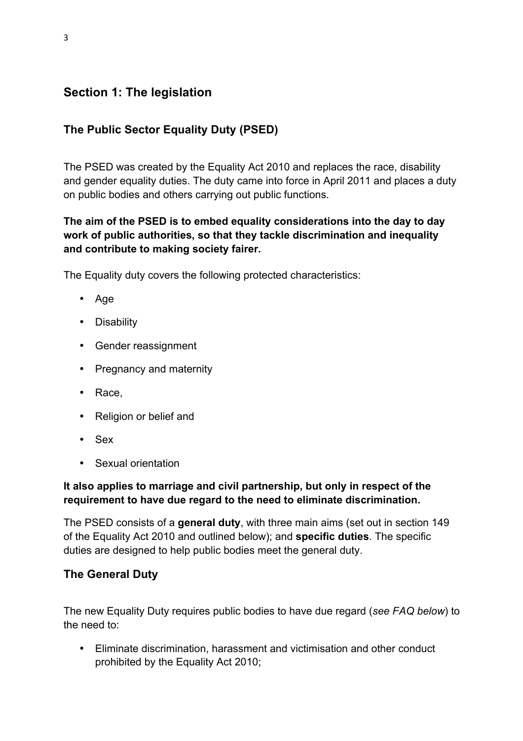## Section 1: The legislation

### The Public Sector Equality Duty (PSED)

The PSED was created by the Equality Act 2010 and replaces the race, disability and gender equality duties. The duty came into force in April 2011 and places a duty on public bodies and others carrying out public functions.

**The aim of the PSED is to embed equality considerations into the day to day work of public authorities, so that they tackle discrimination and inequality and contribute to making society fairer.**

The Equality duty covers the following protected characteristics:

- Age
- Disability
- Gender reassignment
- Pregnancy and maternity
- Race,
- Religion or belief and
- Sex
- Sexual orientation

**It also applies to marriage and civil partnership, but only in respect of the requirement to have due regard to the need to eliminate discrimination.**

The PSED consists of a **general duty**, with three main aims (set out in section 149 of the Equality Act 2010 and outlined below); and **specific duties**. The specific duties are designed to help public bodies meet the general duty.

### The General Duty

The new Equality Duty requires public bodies to have due regard (*see FAQ below*) to the need to:

- Eliminate discrimination, harassment and victimisation and other conduct prohibited by the Equality Act 2010;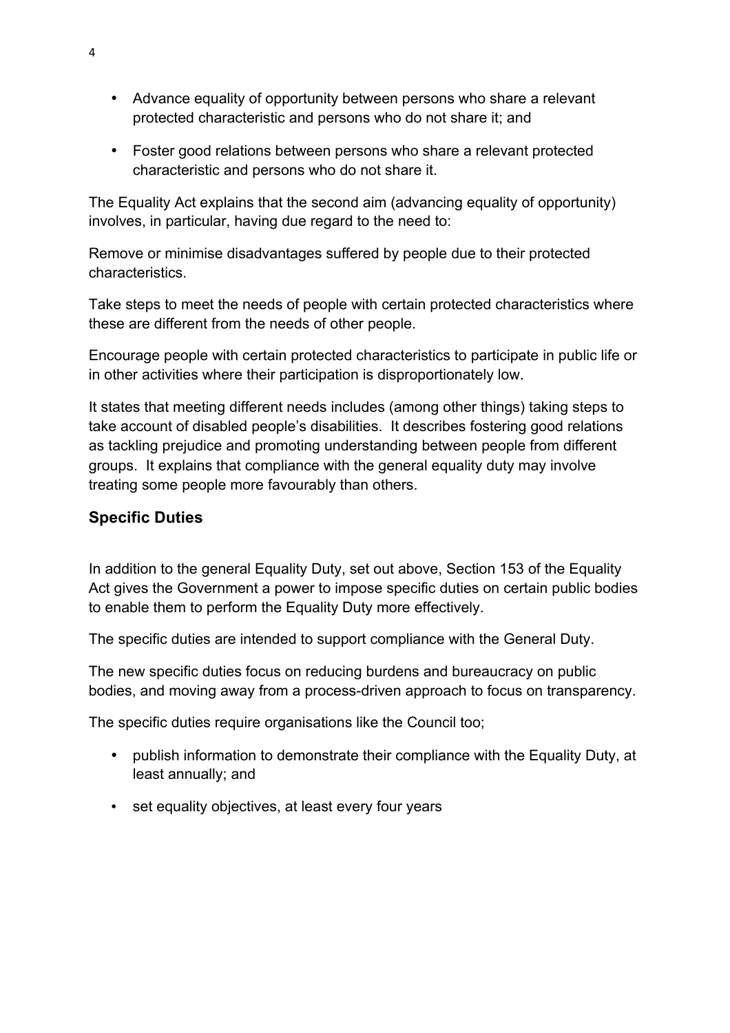- Advance equality of opportunity between persons who share a relevant protected characteristic and persons who do not share it; and
- Foster good relations between persons who share a relevant protected characteristic and persons who do not share it.

The Equality Act explains that the second aim (advancing equality of opportunity) involves, in particular, having due regard to the need to:

Remove or minimise disadvantages suffered by people due to their protected characteristics.

Take steps to meet the needs of people with certain protected characteristics where these are different from the needs of other people.

Encourage people with certain protected characteristics to participate in public life or in other activities where their participation is disproportionately low.

It states that meeting different needs includes (among other things) taking steps to take account of disabled people's disabilities. It describes fostering good relations as tackling prejudice and promoting understanding between people from different groups. It explains that compliance with the general equality duty may involve treating some people more favourably than others.

## Specific Duties

In addition to the general Equality Duty, set out above, Section 153 of the Equality Act gives the Government a power to impose specific duties on certain public bodies to enable them to perform the Equality Duty more effectively.

The specific duties are intended to support compliance with the General Duty.

The new specific duties focus on reducing burdens and bureaucracy on public bodies, and moving away from a process-driven approach to focus on transparency.

The specific duties require organisations like the Council too;

- publish information to demonstrate their compliance with the Equality Duty, at least annually; and
- set equality objectives, at least every four years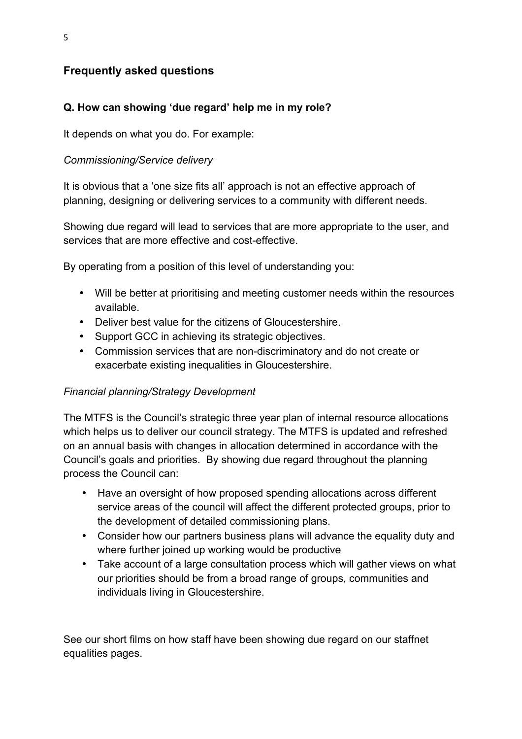## Frequently asked questions

### Q. How can showing 'due regard' help me in my role?

It depends on what you do. For example:

*Commissioning/Service delivery*

It is obvious that a 'one size fits all' approach is not an effective approach of planning, designing or delivering services to a community with different needs.

Showing due regard will lead to services that are more appropriate to the user, and services that are more effective and cost-effective.

By operating from a position of this level of understanding you:

- Will be better at prioritising and meeting customer needs within the resources available.
- Deliver best value for the citizens of Gloucestershire.
- Support GCC in achieving its strategic objectives.
- Commission services that are non-discriminatory and do not create or exacerbate existing inequalities in Gloucestershire.

*Financial planning/Strategy Development*

The MTFS is the Council's strategic three year plan of internal resource allocations which helps us to deliver our council strategy. The MTFS is updated and refreshed on an annual basis with changes in allocation determined in accordance with the Council's goals and priorities. By showing due regard throughout the planning process the Council can:

- Have an oversight of how proposed spending allocations across different service areas of the council will affect the different protected groups, prior to the development of detailed commissioning plans.
- Consider how our partners business plans will advance the equality duty and where further joined up working would be productive
- Take account of a large consultation process which will gather views on what our priorities should be from a broad range of groups, communities and individuals living in Gloucestershire.

See our short films on how staff have been showing due regard on our staffnet equalities pages.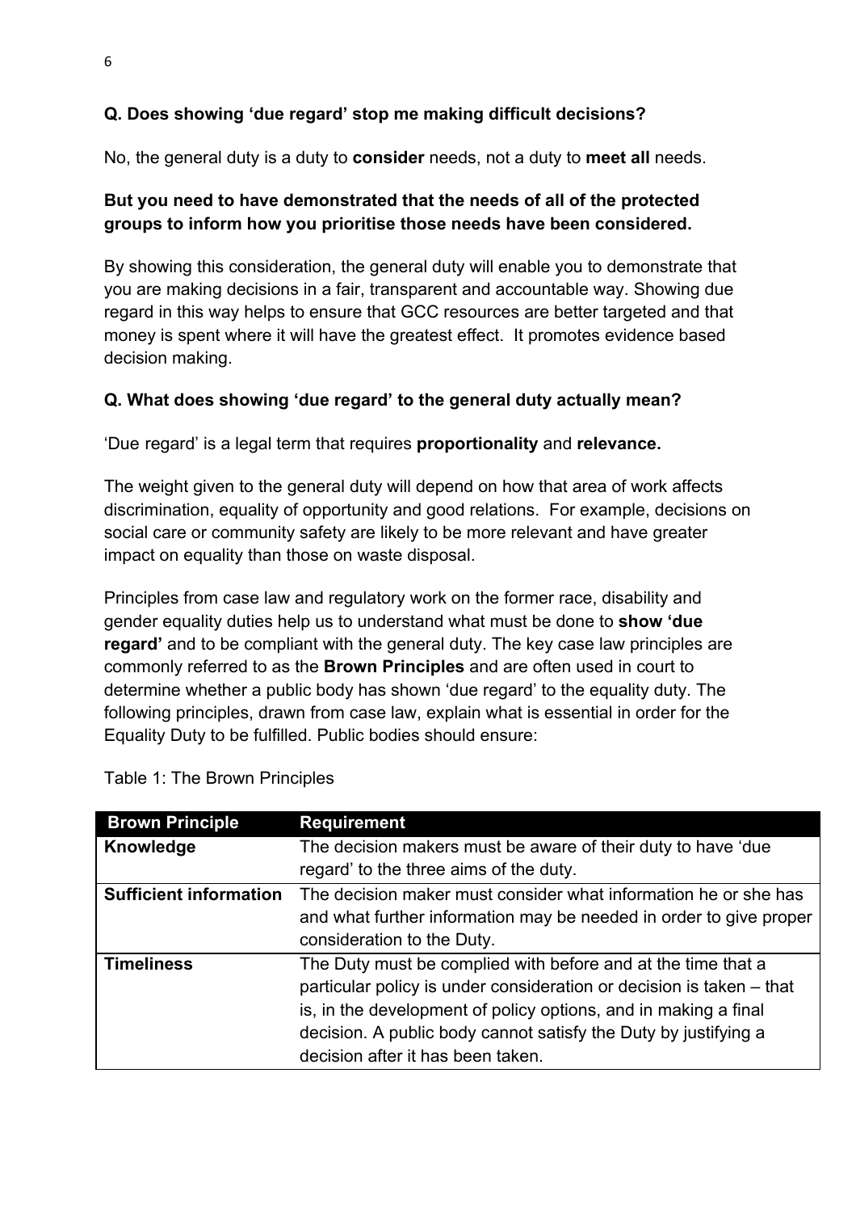**Q. Does showing 'due regard' stop me making difficult decisions?**

No, the general duty is a duty to **consider** needs, not a duty to **meet all** needs.

**But you need to have demonstrated that the needs of all of the protected groups to inform how you prioritise those needs have been considered.**

By showing this consideration, the general duty will enable you to demonstrate that you are making decisions in a fair, transparent and accountable way. Showing due regard in this way helps to ensure that GCC resources are better targeted and that money is spent where it will have the greatest effect. It promotes evidence based decision making.

**Q. What does showing 'due regard' to the general duty actually mean?**

'Due regard' is a legal term that requires **proportionality** and **relevance.**

The weight given to the general duty will depend on how that area of work affects discrimination, equality of opportunity and good relations. For example, decisions on social care or community safety are likely to be more relevant and have greater impact on equality than those on waste disposal.

Principles from case law and regulatory work on the former race, disability and gender equality duties help us to understand what must be done to **show 'due regard'** and to be compliant with the general duty. The key case law principles are commonly referred to as the **Brown Principles** and are often used in court to determine whether a public body has shown 'due regard' to the equality duty. The following principles, drawn from case law, explain what is essential in order for the Equality Duty to be fulfilled. Public bodies should ensure:

Table 1: The Brown Principles

| Brown Principle | Requirement |
| --- | --- |
| **Knowledge** | The decision makers must be aware of their duty to have 'due regard' to the three aims of the duty. |
| **Sufficient information** | The decision maker must consider what information he or she has and what further information may be needed in order to give proper consideration to the Duty. |
| **Timeliness** | The Duty must be complied with before and at the time that a particular policy is under consideration or decision is taken – that is, in the development of policy options, and in making a final decision. A public body cannot satisfy the Duty by justifying a decision after it has been taken. |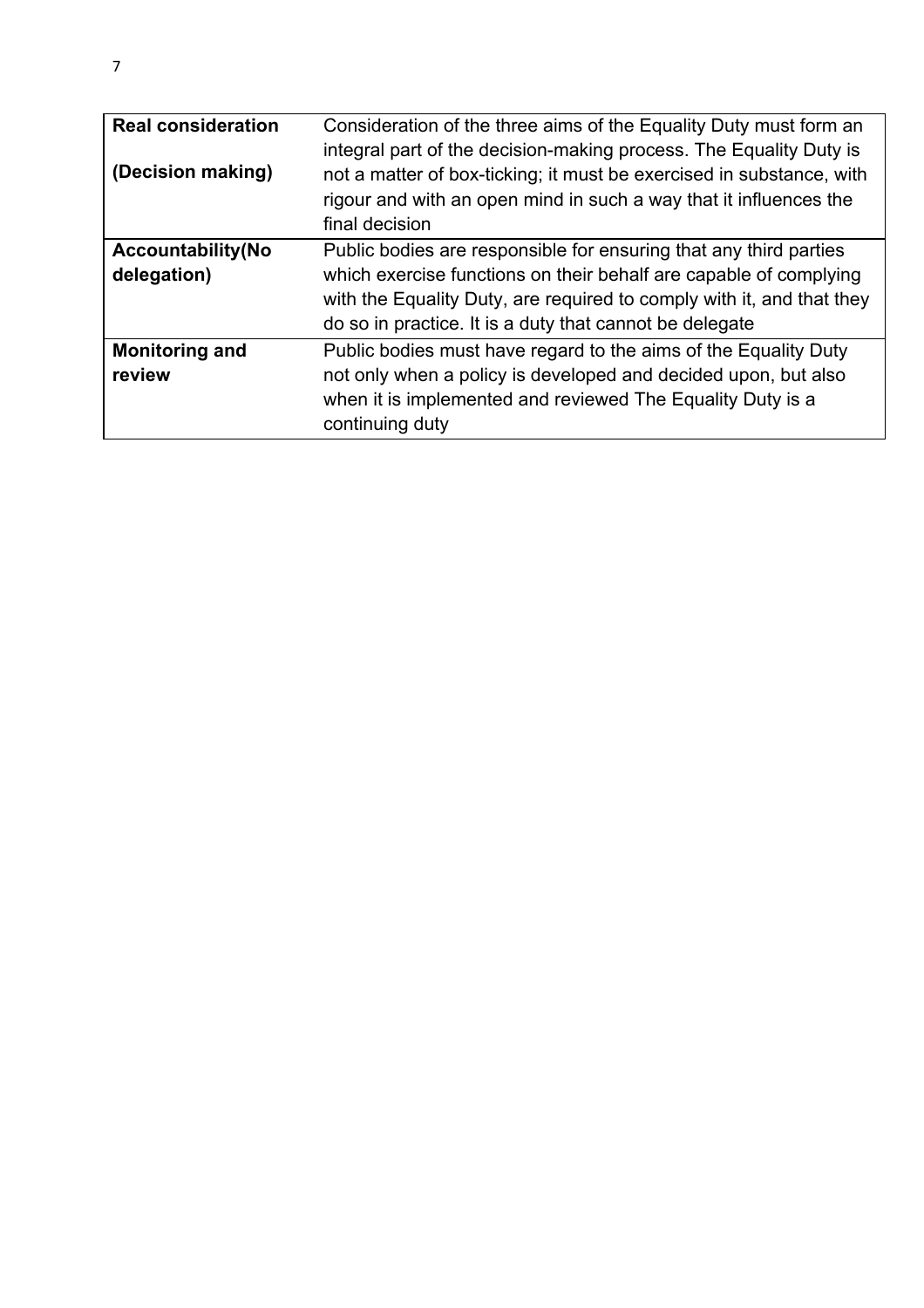| **Real consideration**<br><br>**(Decision making)** | Consideration of the three aims of the Equality Duty must form an integral part of the decision-making process. The Equality Duty is not a matter of box-ticking; it must be exercised in substance, with rigour and with an open mind in such a way that it influences the final decision |
|---|---|
| **Accountability(No delegation)** | Public bodies are responsible for ensuring that any third parties which exercise functions on their behalf are capable of complying with the Equality Duty, are required to comply with it, and that they do so in practice. It is a duty that cannot be delegate |
| **Monitoring and review** | Public bodies must have regard to the aims of the Equality Duty not only when a policy is developed and decided upon, but also when it is implemented and reviewed The Equality Duty is a continuing duty |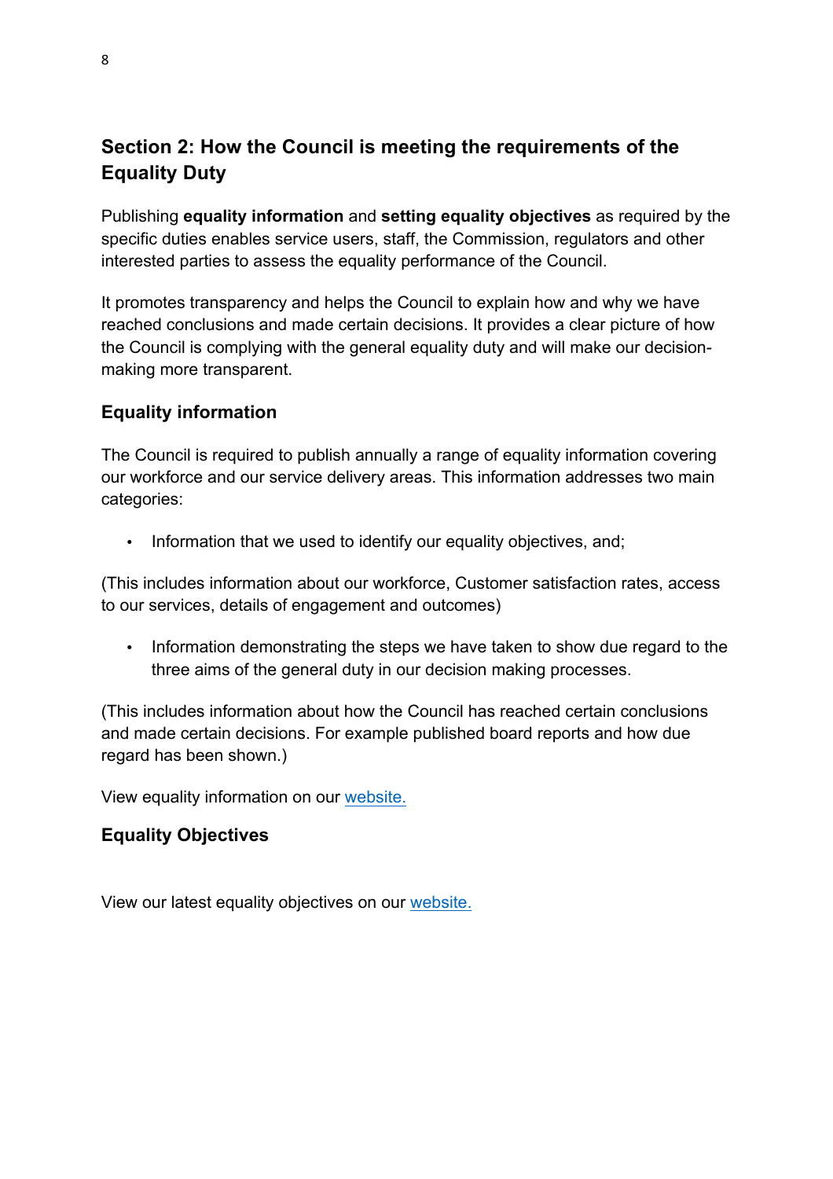## Section 2: How the Council is meeting the requirements of the Equality Duty

Publishing **equality information** and **setting equality objectives** as required by the specific duties enables service users, staff, the Commission, regulators and other interested parties to assess the equality performance of the Council.

It promotes transparency and helps the Council to explain how and why we have reached conclusions and made certain decisions. It provides a clear picture of how the Council is complying with the general equality duty and will make our decision-making more transparent.

### Equality information

The Council is required to publish annually a range of equality information covering our workforce and our service delivery areas. This information addresses two main categories:

- Information that we used to identify our equality objectives, and;

(This includes information about our workforce, Customer satisfaction rates, access to our services, details of engagement and outcomes)

- Information demonstrating the steps we have taken to show due regard to the three aims of the general duty in our decision making processes.

(This includes information about how the Council has reached certain conclusions and made certain decisions. For example published board reports and how due regard has been shown.)

View equality information on our website.

### Equality Objectives

View our latest equality objectives on our website.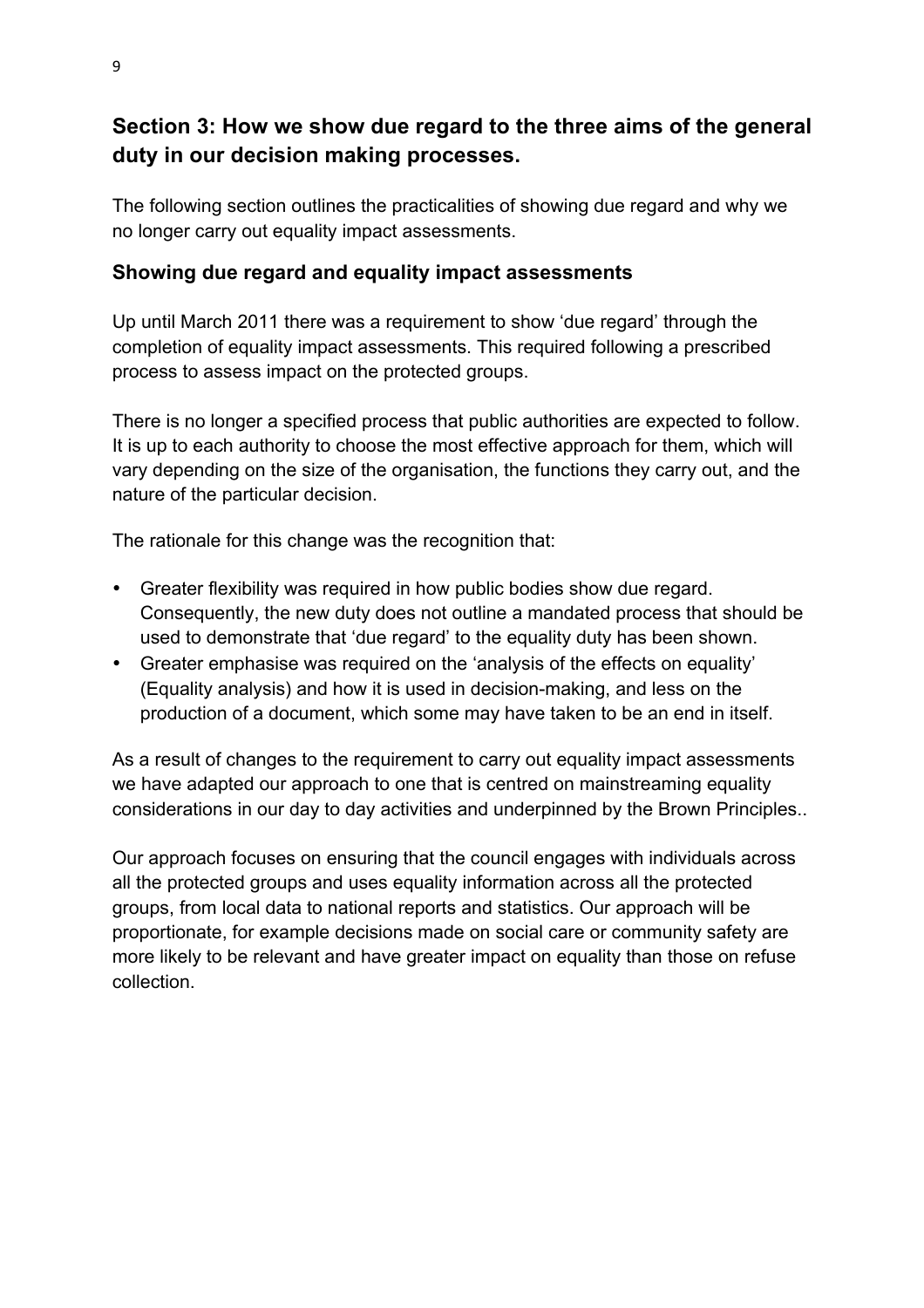## Section 3: How we show due regard to the three aims of the general duty in our decision making processes.

The following section outlines the practicalities of showing due regard and why we no longer carry out equality impact assessments.

### Showing due regard and equality impact assessments

Up until March 2011 there was a requirement to show 'due regard' through the completion of equality impact assessments. This required following a prescribed process to assess impact on the protected groups.

There is no longer a specified process that public authorities are expected to follow. It is up to each authority to choose the most effective approach for them, which will vary depending on the size of the organisation, the functions they carry out, and the nature of the particular decision.

The rationale for this change was the recognition that:

- Greater flexibility was required in how public bodies show due regard. Consequently, the new duty does not outline a mandated process that should be used to demonstrate that 'due regard' to the equality duty has been shown.
- Greater emphasise was required on the 'analysis of the effects on equality' (Equality analysis) and how it is used in decision-making, and less on the production of a document, which some may have taken to be an end in itself.

As a result of changes to the requirement to carry out equality impact assessments we have adapted our approach to one that is centred on mainstreaming equality considerations in our day to day activities and underpinned by the Brown Principles..

Our approach focuses on ensuring that the council engages with individuals across all the protected groups and uses equality information across all the protected groups, from local data to national reports and statistics. Our approach will be proportionate, for example decisions made on social care or community safety are more likely to be relevant and have greater impact on equality than those on refuse collection.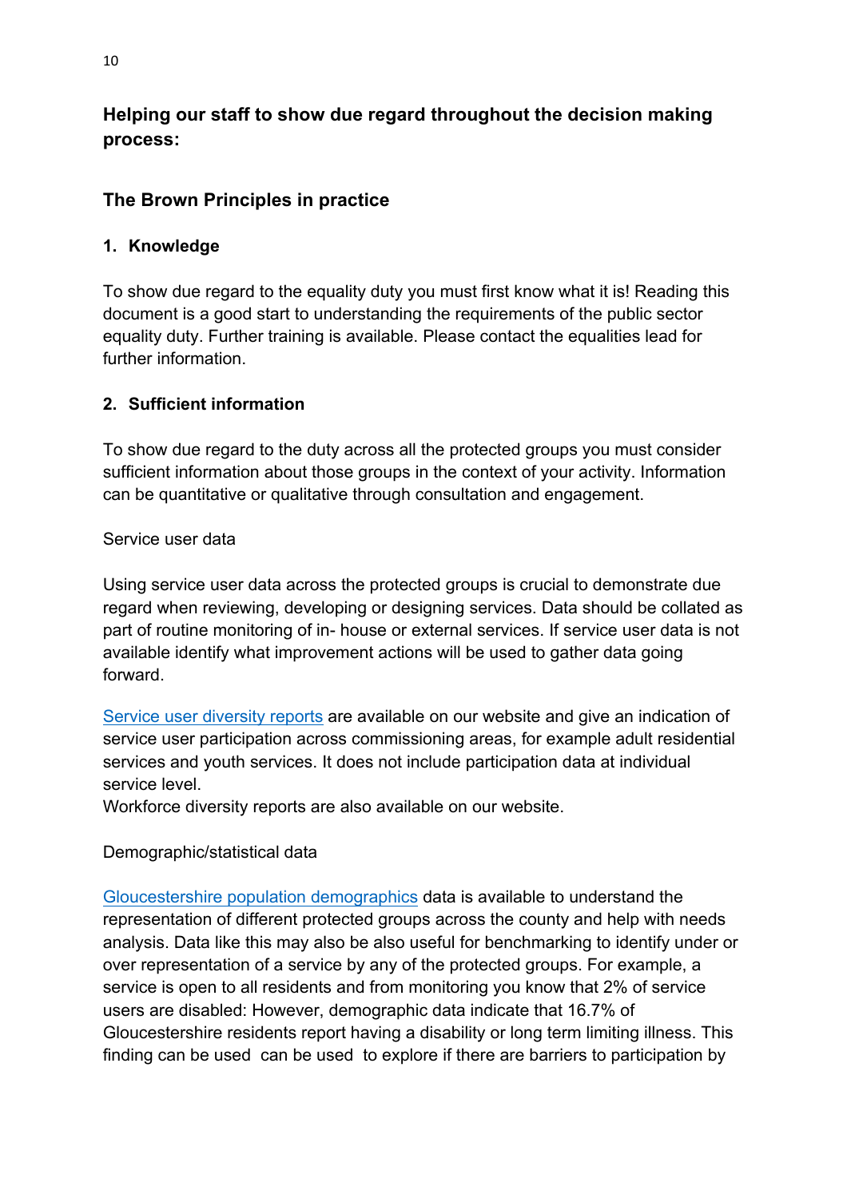## Helping our staff to show due regard throughout the decision making process:

### The Brown Principles in practice

#### 1. Knowledge

To show due regard to the equality duty you must first know what it is! Reading this document is a good start to understanding the requirements of the public sector equality duty. Further training is available. Please contact the equalities lead for further information.

#### 2. Sufficient information

To show due regard to the duty across all the protected groups you must consider sufficient information about those groups in the context of your activity. Information can be quantitative or qualitative through consultation and engagement.

Service user data

Using service user data across the protected groups is crucial to demonstrate due regard when reviewing, developing or designing services. Data should be collated as part of routine monitoring of in- house or external services. If service user data is not available identify what improvement actions will be used to gather data going forward.

Service user diversity reports are available on our website and give an indication of service user participation across commissioning areas, for example adult residential services and youth services. It does not include participation data at individual service level.
Workforce diversity reports are also available on our website.

Demographic/statistical data

Gloucestershire population demographics data is available to understand the representation of different protected groups across the county and help with needs analysis. Data like this may also be also useful for benchmarking to identify under or over representation of a service by any of the protected groups. For example, a service is open to all residents and from monitoring you know that 2% of service users are disabled: However, demographic data indicate that 16.7% of Gloucestershire residents report having a disability or long term limiting illness. This finding can be used can be used to explore if there are barriers to participation by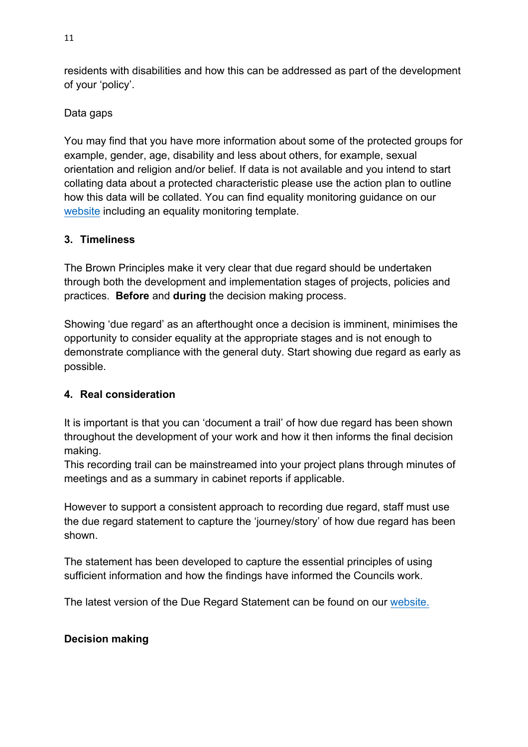residents with disabilities and how this can be addressed as part of the development of your 'policy'.

Data gaps

You may find that you have more information about some of the protected groups for example, gender, age, disability and less about others, for example, sexual orientation and religion and/or belief. If data is not available and you intend to start collating data about a protected characteristic please use the action plan to outline how this data will be collated. You can find equality monitoring guidance on our website including an equality monitoring template.

**3. Timeliness**

The Brown Principles make it very clear that due regard should be undertaken through both the development and implementation stages of projects, policies and practices. **Before** and **during** the decision making process.

Showing 'due regard' as an afterthought once a decision is imminent, minimises the opportunity to consider equality at the appropriate stages and is not enough to demonstrate compliance with the general duty. Start showing due regard as early as possible.

**4. Real consideration**

It is important is that you can 'document a trail' of how due regard has been shown throughout the development of your work and how it then informs the final decision making.
This recording trail can be mainstreamed into your project plans through minutes of meetings and as a summary in cabinet reports if applicable.

However to support a consistent approach to recording due regard, staff must use the due regard statement to capture the 'journey/story' of how due regard has been shown.

The statement has been developed to capture the essential principles of using sufficient information and how the findings have informed the Councils work.

The latest version of the Due Regard Statement can be found on our website.

**Decision making**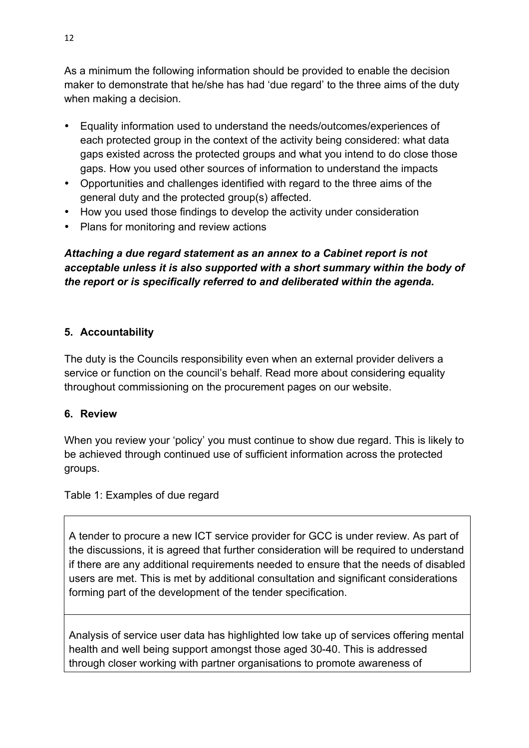As a minimum the following information should be provided to enable the decision maker to demonstrate that he/she has had 'due regard' to the three aims of the duty when making a decision.

- Equality information used to understand the needs/outcomes/experiences of each protected group in the context of the activity being considered: what data gaps existed across the protected groups and what you intend to do close those gaps. How you used other sources of information to understand the impacts
- Opportunities and challenges identified with regard to the three aims of the general duty and the protected group(s) affected.
- How you used those findings to develop the activity under consideration
- Plans for monitoring and review actions

***Attaching a due regard statement as an annex to a Cabinet report is not acceptable unless it is also supported with a short summary within the body of the report or is specifically referred to and deliberated within the agenda.***

## 5. Accountability

The duty is the Councils responsibility even when an external provider delivers a service or function on the council's behalf. Read more about considering equality throughout commissioning on the procurement pages on our website.

## 6. Review

When you review your 'policy' you must continue to show due regard. This is likely to be achieved through continued use of sufficient information across the protected groups.

Table 1: Examples of due regard

| |
|---|
| A tender to procure a new ICT service provider for GCC is under review. As part of the discussions, it is agreed that further consideration will be required to understand if there are any additional requirements needed to ensure that the needs of disabled users are met. This is met by additional consultation and significant considerations forming part of the development of the tender specification. |
| Analysis of service user data has highlighted low take up of services offering mental health and well being support amongst those aged 30-40. This is addressed through closer working with partner organisations to promote awareness of |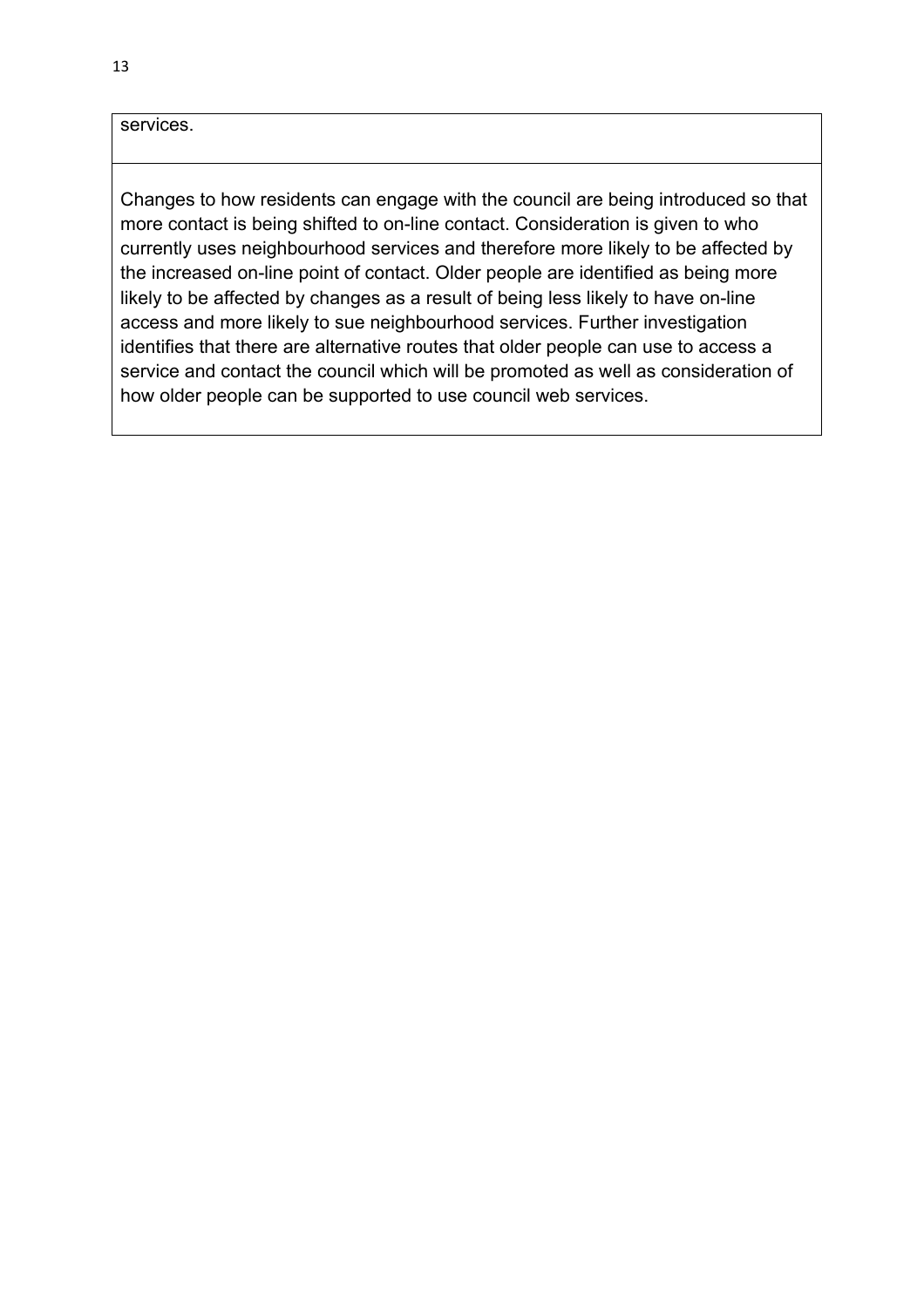| services. |
|---|
| Changes to how residents can engage with the council are being introduced so that more contact is being shifted to on-line contact. Consideration is given to who currently uses neighbourhood services and therefore more likely to be affected by the increased on-line point of contact. Older people are identified as being more likely to be affected by changes as a result of being less likely to have on-line access and more likely to sue neighbourhood services. Further investigation identifies that there are alternative routes that older people can use to access a service and contact the council which will be promoted as well as consideration of how older people can be supported to use council web services. |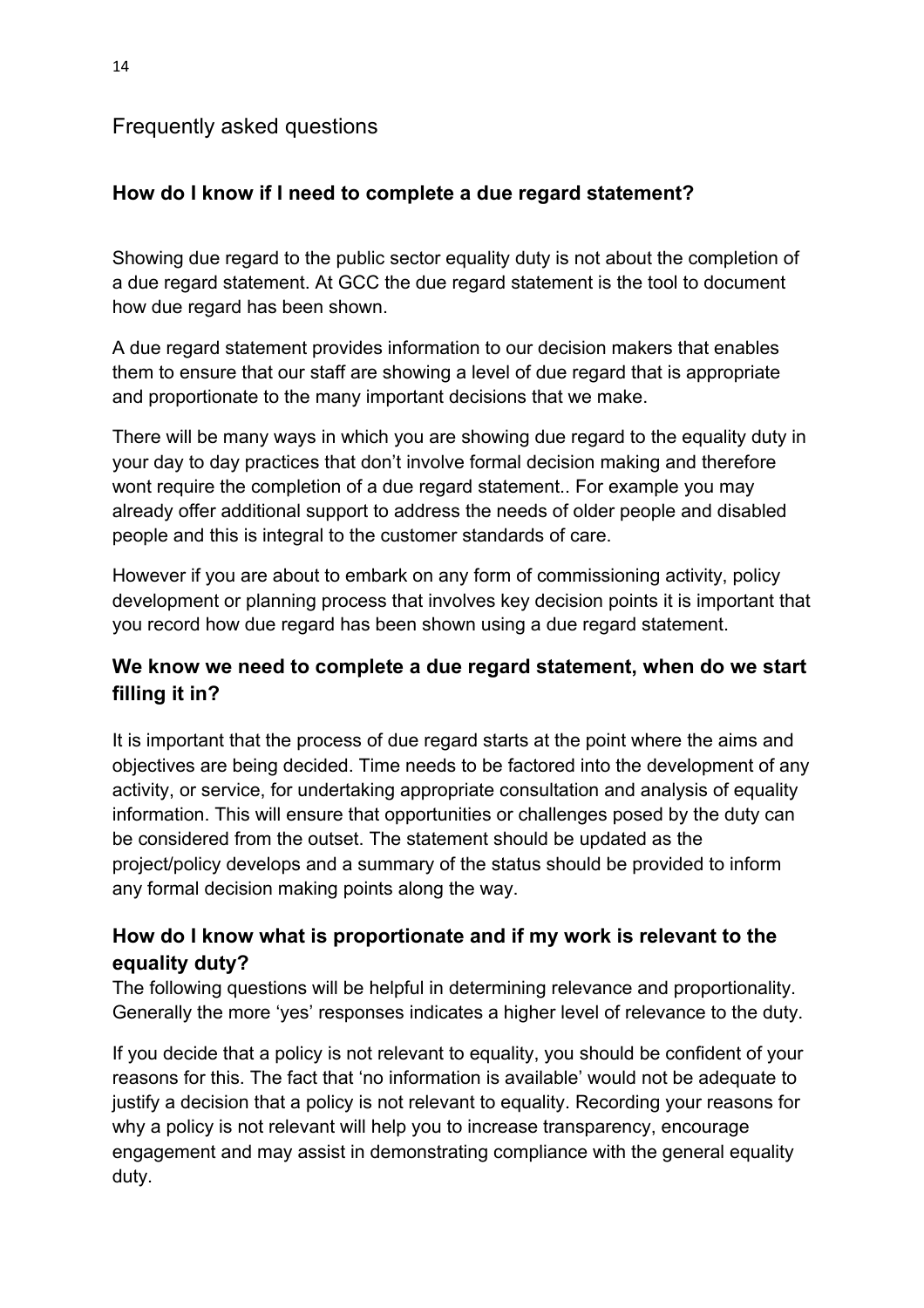## Frequently asked questions

### How do I know if I need to complete a due regard statement?

Showing due regard to the public sector equality duty is not about the completion of a due regard statement. At GCC the due regard statement is the tool to document how due regard has been shown.

A due regard statement provides information to our decision makers that enables them to ensure that our staff are showing a level of due regard that is appropriate and proportionate to the many important decisions that we make.

There will be many ways in which you are showing due regard to the equality duty in your day to day practices that don't involve formal decision making and therefore wont require the completion of a due regard statement.. For example you may already offer additional support to address the needs of older people and disabled people and this is integral to the customer standards of care.

However if you are about to embark on any form of commissioning activity, policy development or planning process that involves key decision points it is important that you record how due regard has been shown using a due regard statement.

### We know we need to complete a due regard statement, when do we start filling it in?

It is important that the process of due regard starts at the point where the aims and objectives are being decided. Time needs to be factored into the development of any activity, or service, for undertaking appropriate consultation and analysis of equality information. This will ensure that opportunities or challenges posed by the duty can be considered from the outset. The statement should be updated as the project/policy develops and a summary of the status should be provided to inform any formal decision making points along the way.

### How do I know what is proportionate and if my work is relevant to the equality duty?

The following questions will be helpful in determining relevance and proportionality. Generally the more 'yes' responses indicates a higher level of relevance to the duty.

If you decide that a policy is not relevant to equality, you should be confident of your reasons for this. The fact that 'no information is available' would not be adequate to justify a decision that a policy is not relevant to equality. Recording your reasons for why a policy is not relevant will help you to increase transparency, encourage engagement and may assist in demonstrating compliance with the general equality duty.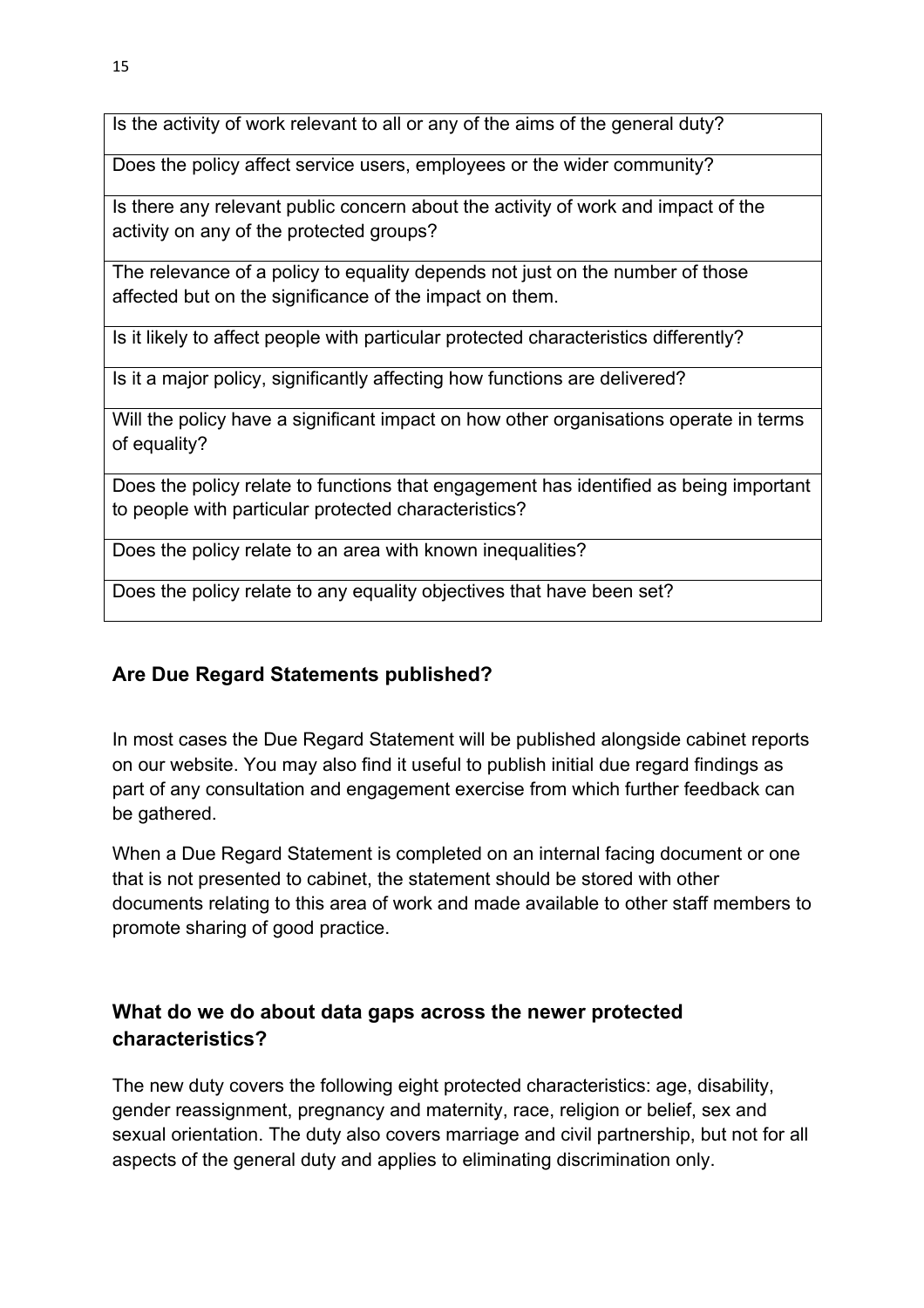| Is the activity of work relevant to all or any of the aims of the general duty? |
| --- |
| Does the policy affect service users, employees or the wider community? |
| Is there any relevant public concern about the activity of work and impact of the activity on any of the protected groups? |
| The relevance of a policy to equality depends not just on the number of those affected but on the significance of the impact on them. |
| Is it likely to affect people with particular protected characteristics differently? |
| Is it a major policy, significantly affecting how functions are delivered? |
| Will the policy have a significant impact on how other organisations operate in terms of equality? |
| Does the policy relate to functions that engagement has identified as being important to people with particular protected characteristics? |
| Does the policy relate to an area with known inequalities? |
| Does the policy relate to any equality objectives that have been set? |

## Are Due Regard Statements published?

In most cases the Due Regard Statement will be published alongside cabinet reports on our website. You may also find it useful to publish initial due regard findings as part of any consultation and engagement exercise from which further feedback can be gathered.

When a Due Regard Statement is completed on an internal facing document or one that is not presented to cabinet, the statement should be stored with other documents relating to this area of work and made available to other staff members to promote sharing of good practice.

## What do we do about data gaps across the newer protected characteristics?

The new duty covers the following eight protected characteristics: age, disability, gender reassignment, pregnancy and maternity, race, religion or belief, sex and sexual orientation. The duty also covers marriage and civil partnership, but not for all aspects of the general duty and applies to eliminating discrimination only.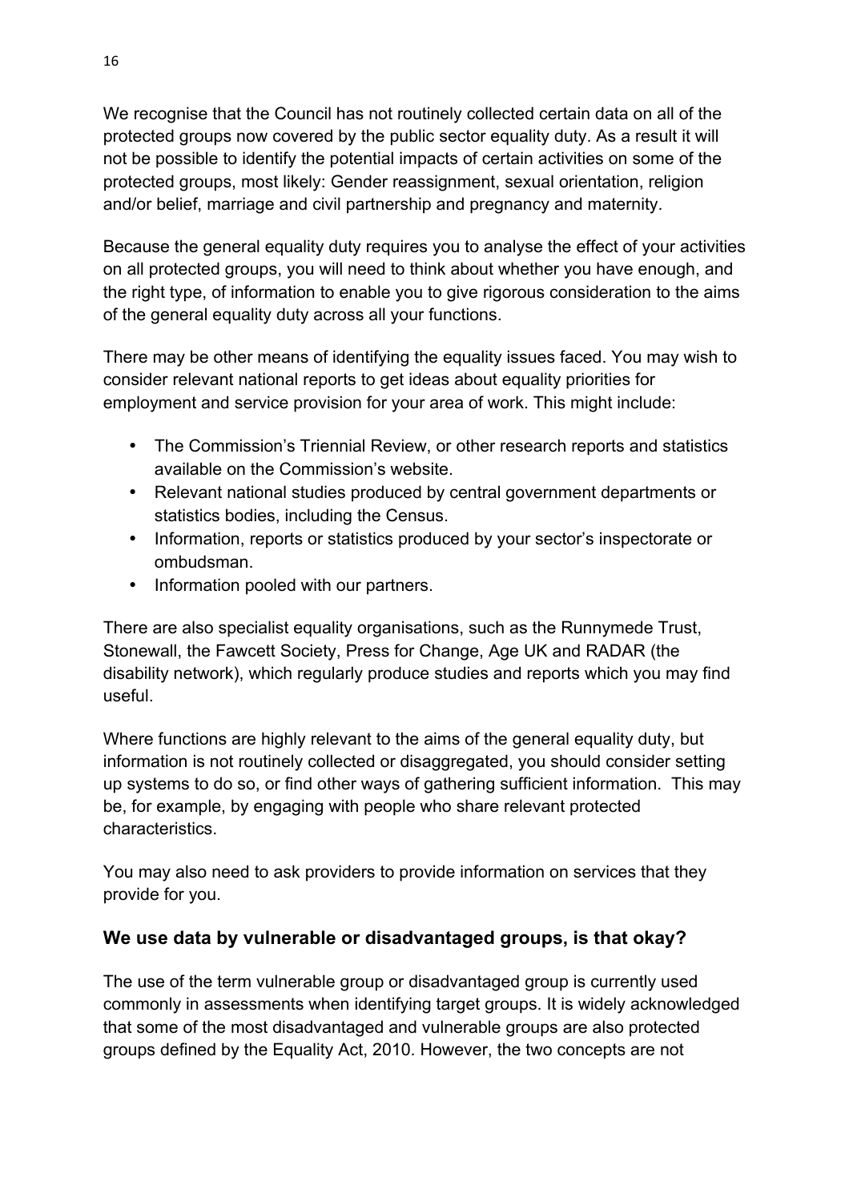We recognise that the Council has not routinely collected certain data on all of the protected groups now covered by the public sector equality duty. As a result it will not be possible to identify the potential impacts of certain activities on some of the protected groups, most likely: Gender reassignment, sexual orientation, religion and/or belief, marriage and civil partnership and pregnancy and maternity.

Because the general equality duty requires you to analyse the effect of your activities on all protected groups, you will need to think about whether you have enough, and the right type, of information to enable you to give rigorous consideration to the aims of the general equality duty across all your functions.

There may be other means of identifying the equality issues faced. You may wish to consider relevant national reports to get ideas about equality priorities for employment and service provision for your area of work. This might include:

- The Commission's Triennial Review, or other research reports and statistics available on the Commission's website.
- Relevant national studies produced by central government departments or statistics bodies, including the Census.
- Information, reports or statistics produced by your sector's inspectorate or ombudsman.
- Information pooled with our partners.

There are also specialist equality organisations, such as the Runnymede Trust, Stonewall, the Fawcett Society, Press for Change, Age UK and RADAR (the disability network), which regularly produce studies and reports which you may find useful.

Where functions are highly relevant to the aims of the general equality duty, but information is not routinely collected or disaggregated, you should consider setting up systems to do so, or find other ways of gathering sufficient information. This may be, for example, by engaging with people who share relevant protected characteristics.

You may also need to ask providers to provide information on services that they provide for you.

### We use data by vulnerable or disadvantaged groups, is that okay?

The use of the term vulnerable group or disadvantaged group is currently used commonly in assessments when identifying target groups. It is widely acknowledged that some of the most disadvantaged and vulnerable groups are also protected groups defined by the Equality Act, 2010. However, the two concepts are not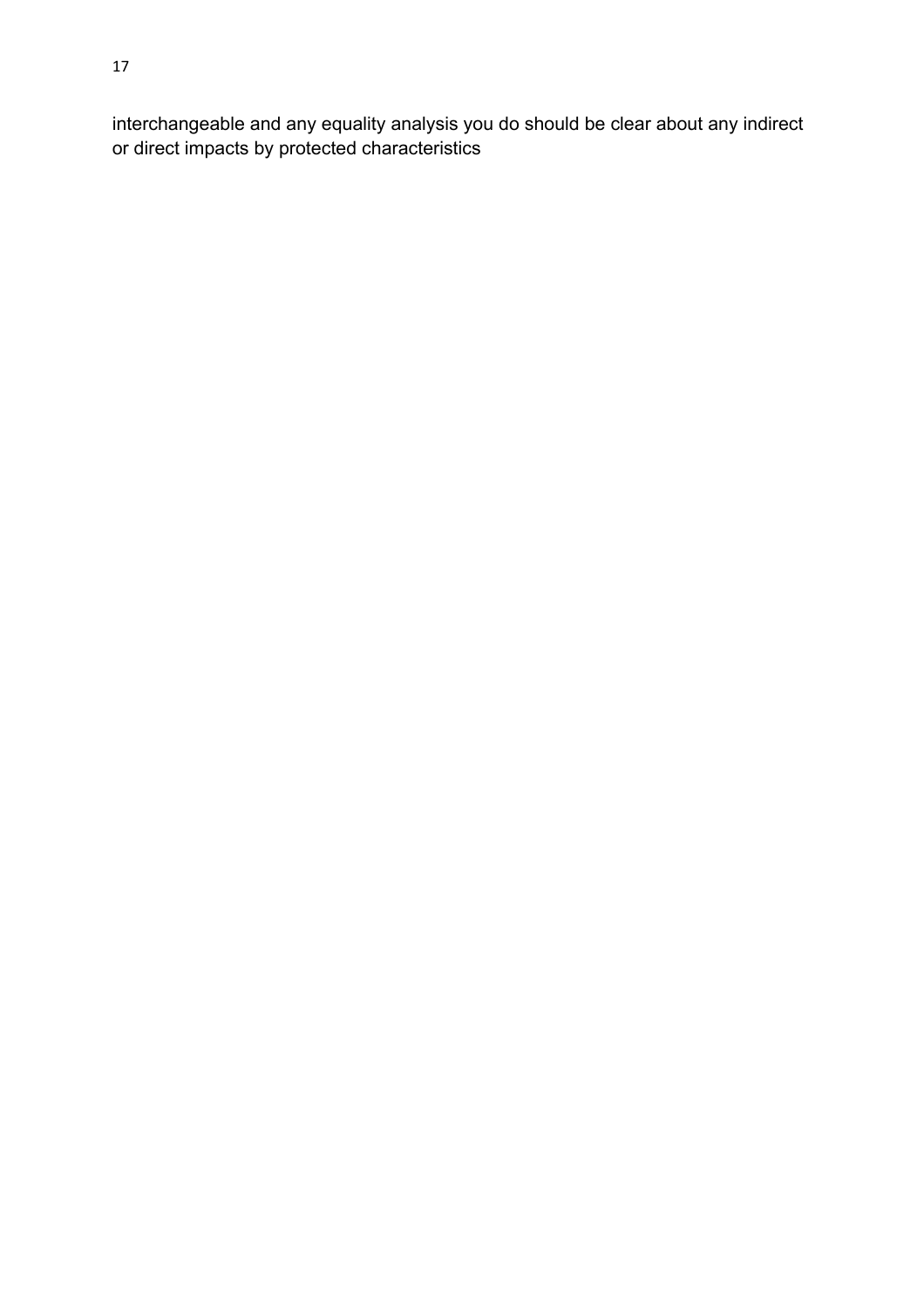interchangeable and any equality analysis you do should be clear about any indirect or direct impacts by protected characteristics